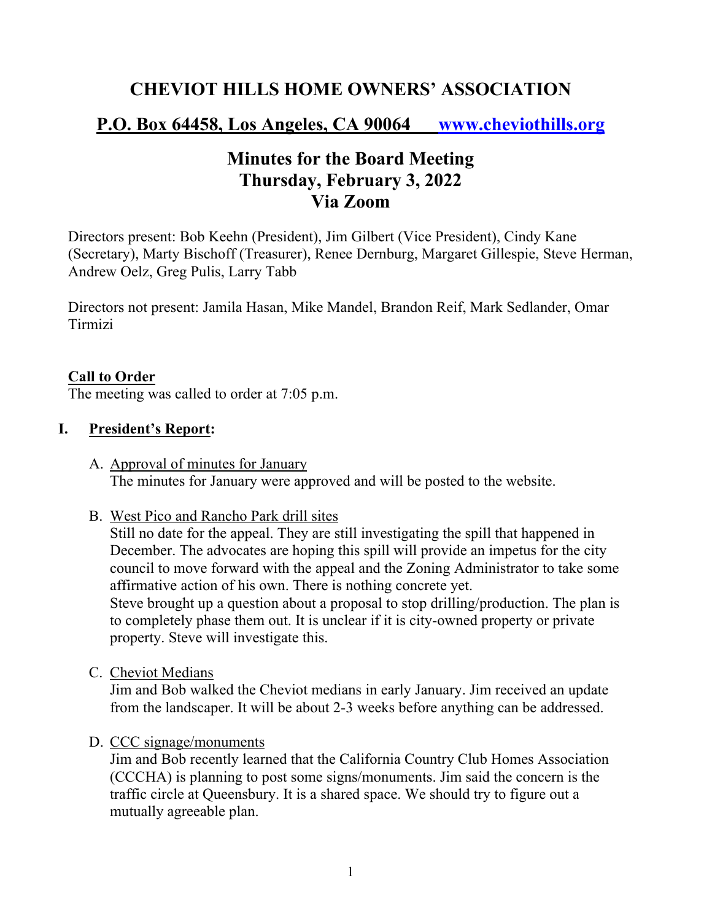# CHEVIOT HILLS HOME OWNERS' ASSOCIATION

## P.O. Box 64458, Los Angeles, CA 90064 www.cheviothills.org

## Minutes for the Board Meeting
## Thursday, February 3, 2022
## Via Zoom

Directors present: Bob Keehn (President), Jim Gilbert (Vice President), Cindy Kane (Secretary), Marty Bischoff (Treasurer), Renee Dernburg, Margaret Gillespie, Steve Herman, Andrew Oelz, Greg Pulis, Larry Tabb

Directors not present: Jamila Hasan, Mike Mandel, Brandon Reif, Mark Sedlander, Omar Tirmizi

**Call to Order**

The meeting was called to order at 7:05 p.m.

**I. President's Report:**

A. Approval of minutes for January
   The minutes for January were approved and will be posted to the website.

B. West Pico and Rancho Park drill sites
   Still no date for the appeal. They are still investigating the spill that happened in December. The advocates are hoping this spill will provide an impetus for the city council to move forward with the appeal and the Zoning Administrator to take some affirmative action of his own. There is nothing concrete yet.
   Steve brought up a question about a proposal to stop drilling/production. The plan is to completely phase them out. It is unclear if it is city-owned property or private property. Steve will investigate this.

C. Cheviot Medians
   Jim and Bob walked the Cheviot medians in early January. Jim received an update from the landscaper. It will be about 2-3 weeks before anything can be addressed.

D. CCC signage/monuments
   Jim and Bob recently learned that the California Country Club Homes Association (CCCHA) is planning to post some signs/monuments. Jim said the concern is the traffic circle at Queensbury. It is a shared space. We should try to figure out a mutually agreeable plan.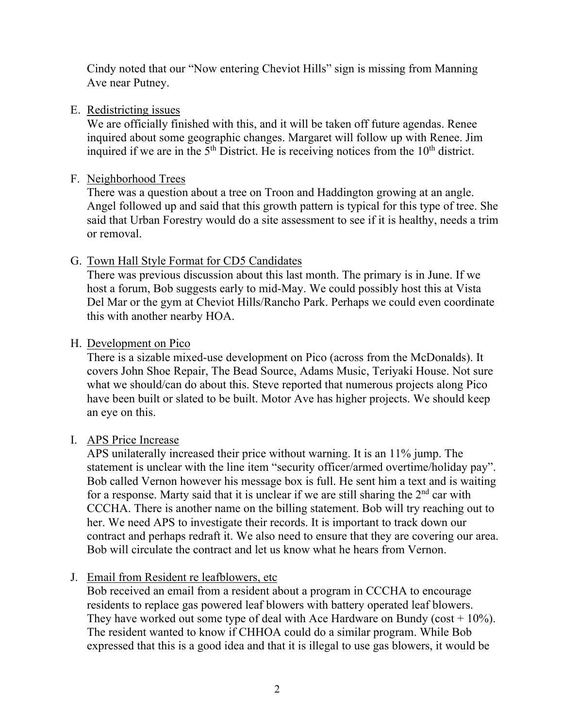Cindy noted that our "Now entering Cheviot Hills" sign is missing from Manning Ave near Putney.

E. Redistricting issues

We are officially finished with this, and it will be taken off future agendas. Renee inquired about some geographic changes. Margaret will follow up with Renee. Jim inquired if we are in the 5th District. He is receiving notices from the 10th district.

F. Neighborhood Trees

There was a question about a tree on Troon and Haddington growing at an angle. Angel followed up and said that this growth pattern is typical for this type of tree. She said that Urban Forestry would do a site assessment to see if it is healthy, needs a trim or removal.

G. Town Hall Style Format for CD5 Candidates

There was previous discussion about this last month. The primary is in June. If we host a forum, Bob suggests early to mid-May. We could possibly host this at Vista Del Mar or the gym at Cheviot Hills/Rancho Park. Perhaps we could even coordinate this with another nearby HOA.

H. Development on Pico

There is a sizable mixed-use development on Pico (across from the McDonalds). It covers John Shoe Repair, The Bead Source, Adams Music, Teriyaki House. Not sure what we should/can do about this. Steve reported that numerous projects along Pico have been built or slated to be built. Motor Ave has higher projects. We should keep an eye on this.

I. APS Price Increase

APS unilaterally increased their price without warning. It is an 11% jump. The statement is unclear with the line item "security officer/armed overtime/holiday pay". Bob called Vernon however his message box is full. He sent him a text and is waiting for a response. Marty said that it is unclear if we are still sharing the 2nd car with CCCHA. There is another name on the billing statement. Bob will try reaching out to her. We need APS to investigate their records. It is important to track down our contract and perhaps redraft it. We also need to ensure that they are covering our area. Bob will circulate the contract and let us know what he hears from Vernon.

J. Email from Resident re leafblowers, etc

Bob received an email from a resident about a program in CCCHA to encourage residents to replace gas powered leaf blowers with battery operated leaf blowers. They have worked out some type of deal with Ace Hardware on Bundy (cost + 10%). The resident wanted to know if CHHOA could do a similar program. While Bob expressed that this is a good idea and that it is illegal to use gas blowers, it would be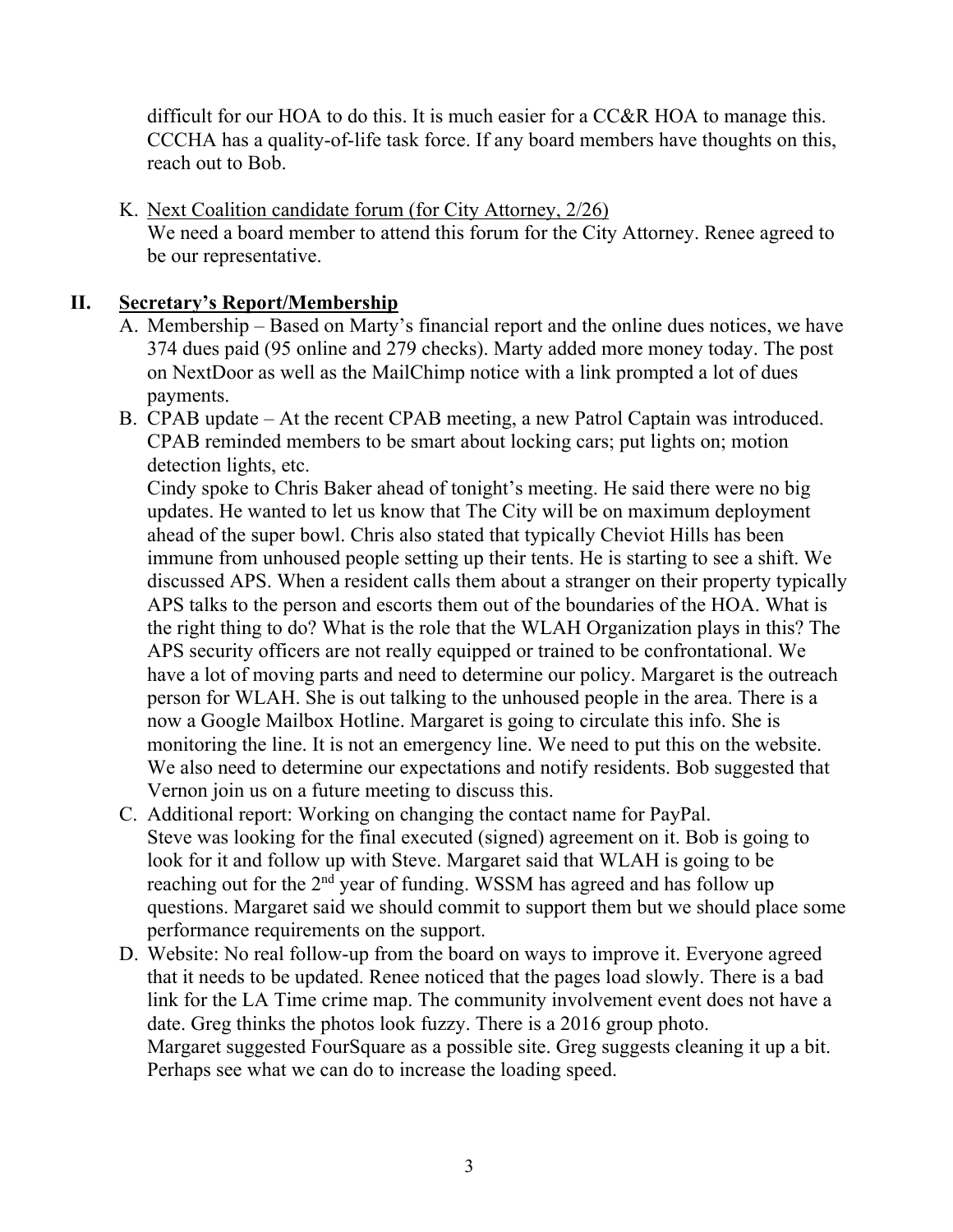difficult for our HOA to do this. It is much easier for a CC&R HOA to manage this. CCCHA has a quality-of-life task force. If any board members have thoughts on this, reach out to Bob.

K. Next Coalition candidate forum (for City Attorney, 2/26)
We need a board member to attend this forum for the City Attorney. Renee agreed to be our representative.

## II. Secretary's Report/Membership

A. Membership – Based on Marty's financial report and the online dues notices, we have 374 dues paid (95 online and 279 checks). Marty added more money today. The post on NextDoor as well as the MailChimp notice with a link prompted a lot of dues payments.

B. CPAB update – At the recent CPAB meeting, a new Patrol Captain was introduced. CPAB reminded members to be smart about locking cars; put lights on; motion detection lights, etc.
Cindy spoke to Chris Baker ahead of tonight's meeting. He said there were no big updates. He wanted to let us know that The City will be on maximum deployment ahead of the super bowl. Chris also stated that typically Cheviot Hills has been immune from unhoused people setting up their tents. He is starting to see a shift. We discussed APS. When a resident calls them about a stranger on their property typically APS talks to the person and escorts them out of the boundaries of the HOA. What is the right thing to do? What is the role that the WLAH Organization plays in this? The APS security officers are not really equipped or trained to be confrontational. We have a lot of moving parts and need to determine our policy. Margaret is the outreach person for WLAH. She is out talking to the unhoused people in the area. There is a now a Google Mailbox Hotline. Margaret is going to circulate this info. She is monitoring the line. It is not an emergency line. We need to put this on the website. We also need to determine our expectations and notify residents. Bob suggested that Vernon join us on a future meeting to discuss this.

C. Additional report: Working on changing the contact name for PayPal.
Steve was looking for the final executed (signed) agreement on it. Bob is going to look for it and follow up with Steve. Margaret said that WLAH is going to be reaching out for the 2nd year of funding. WSSM has agreed and has follow up questions. Margaret said we should commit to support them but we should place some performance requirements on the support.

D. Website: No real follow-up from the board on ways to improve it. Everyone agreed that it needs to be updated. Renee noticed that the pages load slowly. There is a bad link for the LA Time crime map. The community involvement event does not have a date. Greg thinks the photos look fuzzy. There is a 2016 group photo.
Margaret suggested FourSquare as a possible site. Greg suggests cleaning it up a bit. Perhaps see what we can do to increase the loading speed.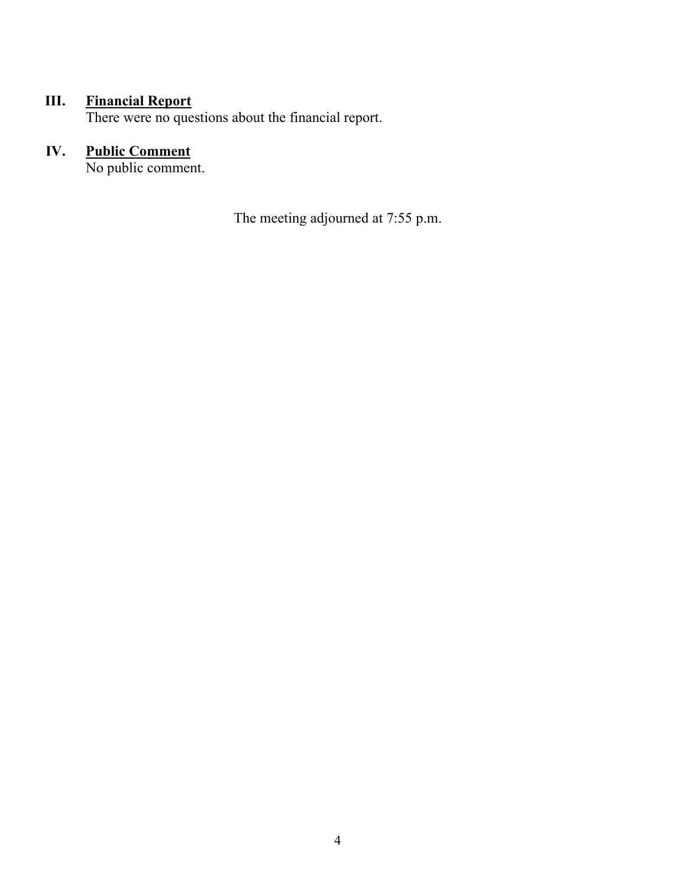## III. **Financial Report**

There were no questions about the financial report.

## IV. **Public Comment**

No public comment.

The meeting adjourned at 7:55 p.m.